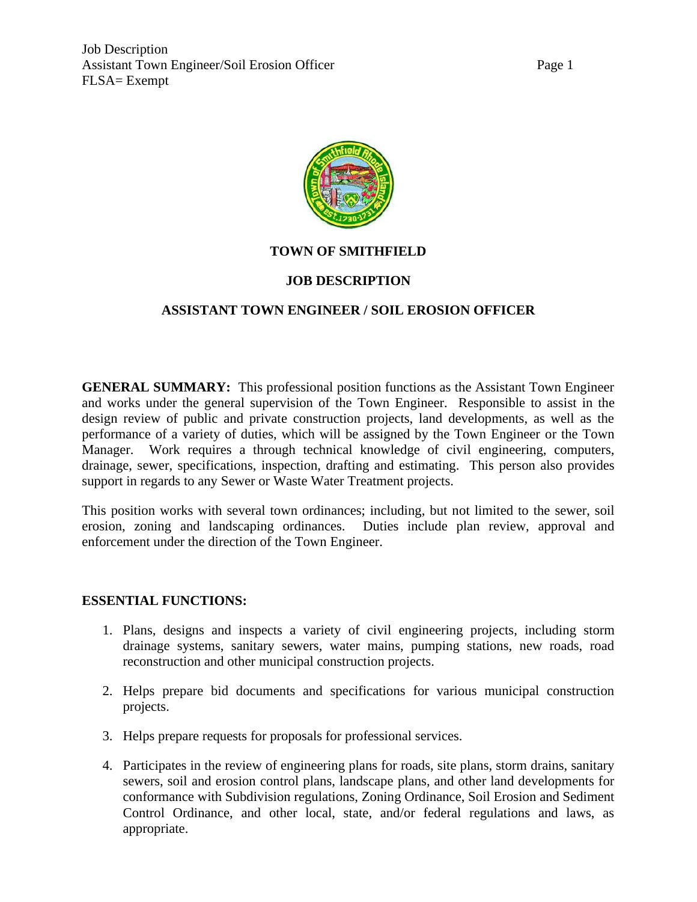# TOWN OF SMITHFIELD

## JOB DESCRIPTION

## ASSISTANT TOWN ENGINEER / SOIL EROSION OFFICER

**GENERAL SUMMARY:** This professional position functions as the Assistant Town Engineer and works under the general supervision of the Town Engineer. Responsible to assist in the design review of public and private construction projects, land developments, as well as the performance of a variety of duties, which will be assigned by the Town Engineer or the Town Manager. Work requires a through technical knowledge of civil engineering, computers, drainage, sewer, specifications, inspection, drafting and estimating. This person also provides support in regards to any Sewer or Waste Water Treatment projects.

This position works with several town ordinances; including, but not limited to the sewer, soil erosion, zoning and landscaping ordinances. Duties include plan review, approval and enforcement under the direction of the Town Engineer.

**ESSENTIAL FUNCTIONS:**

1. Plans, designs and inspects a variety of civil engineering projects, including storm drainage systems, sanitary sewers, water mains, pumping stations, new roads, road reconstruction and other municipal construction projects.

2. Helps prepare bid documents and specifications for various municipal construction projects.

3. Helps prepare requests for proposals for professional services.

4. Participates in the review of engineering plans for roads, site plans, storm drains, sanitary sewers, soil and erosion control plans, landscape plans, and other land developments for conformance with Subdivision regulations, Zoning Ordinance, Soil Erosion and Sediment Control Ordinance, and other local, state, and/or federal regulations and laws, as appropriate.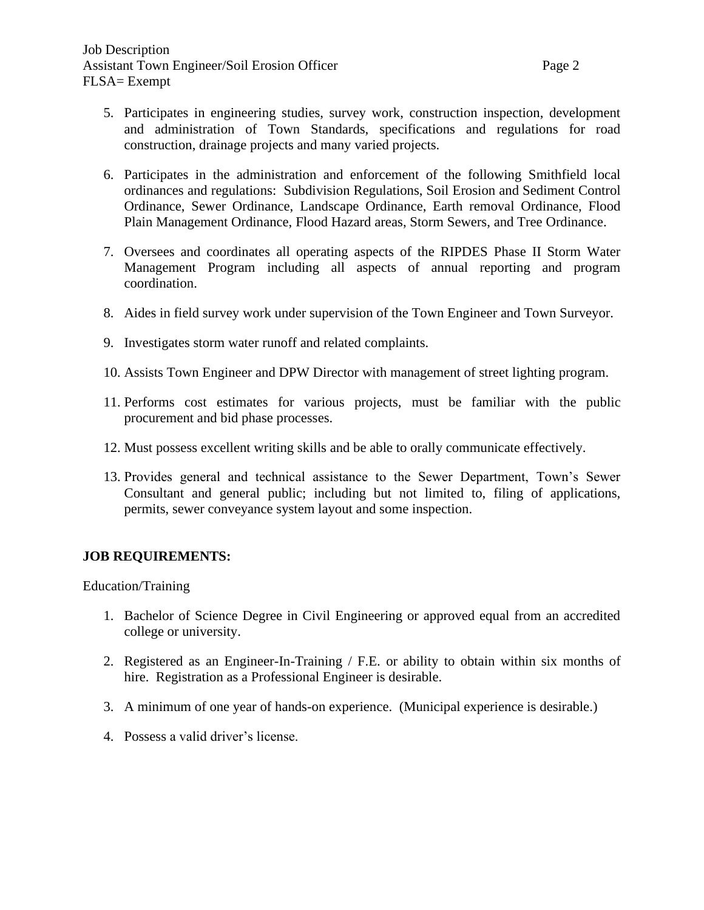5. Participates in engineering studies, survey work, construction inspection, development and administration of Town Standards, specifications and regulations for road construction, drainage projects and many varied projects.

6. Participates in the administration and enforcement of the following Smithfield local ordinances and regulations: Subdivision Regulations, Soil Erosion and Sediment Control Ordinance, Sewer Ordinance, Landscape Ordinance, Earth removal Ordinance, Flood Plain Management Ordinance, Flood Hazard areas, Storm Sewers, and Tree Ordinance.

7. Oversees and coordinates all operating aspects of the RIPDES Phase II Storm Water Management Program including all aspects of annual reporting and program coordination.

8. Aides in field survey work under supervision of the Town Engineer and Town Surveyor.

9. Investigates storm water runoff and related complaints.

10. Assists Town Engineer and DPW Director with management of street lighting program.

11. Performs cost estimates for various projects, must be familiar with the public procurement and bid phase processes.

12. Must possess excellent writing skills and be able to orally communicate effectively.

13. Provides general and technical assistance to the Sewer Department, Town's Sewer Consultant and general public; including but not limited to, filing of applications, permits, sewer conveyance system layout and some inspection.

**JOB REQUIREMENTS:**

Education/Training

1. Bachelor of Science Degree in Civil Engineering or approved equal from an accredited college or university.

2. Registered as an Engineer-In-Training / F.E. or ability to obtain within six months of hire. Registration as a Professional Engineer is desirable.

3. A minimum of one year of hands-on experience. (Municipal experience is desirable.)

4. Possess a valid driver's license.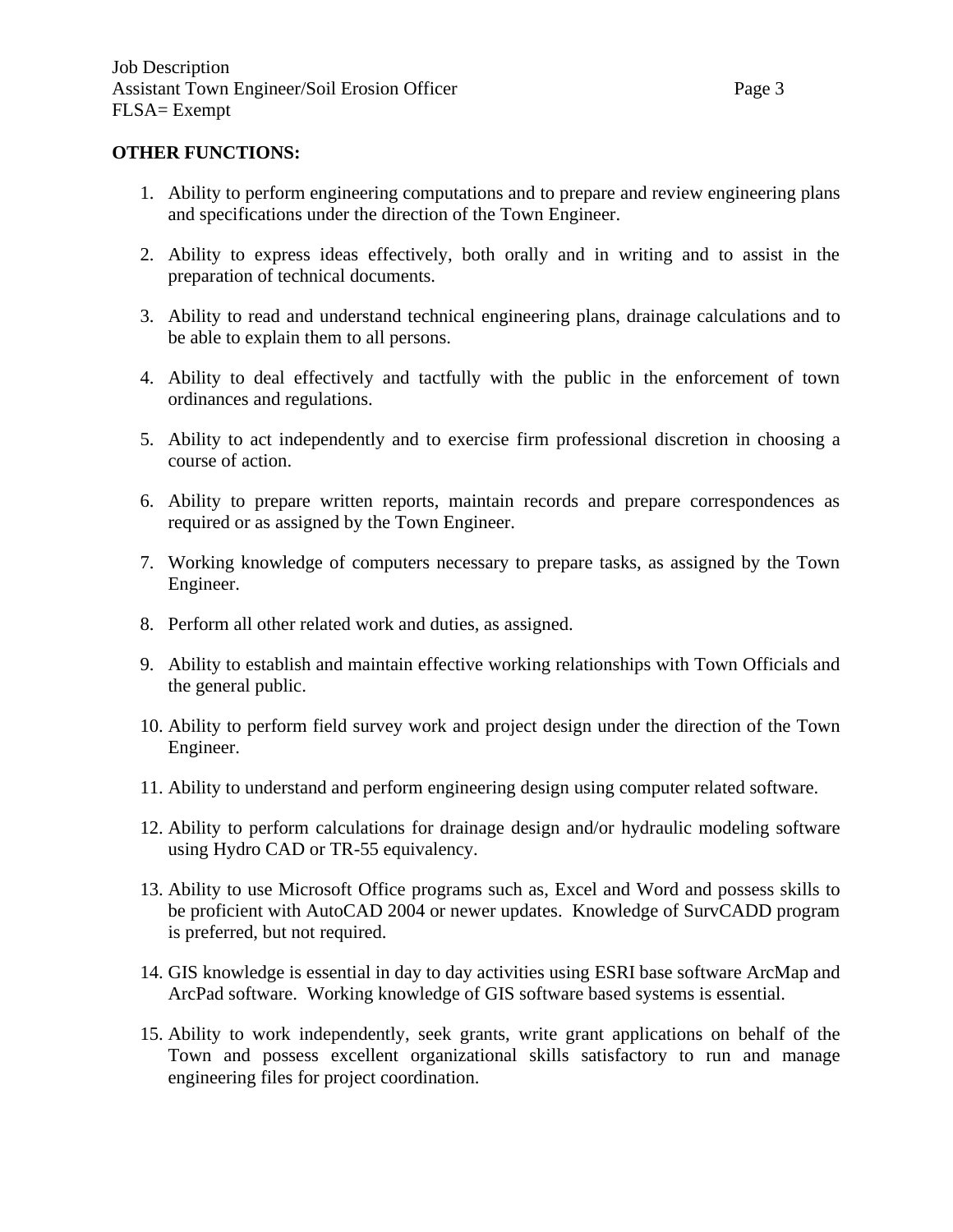**OTHER FUNCTIONS:**

1. Ability to perform engineering computations and to prepare and review engineering plans and specifications under the direction of the Town Engineer.

2. Ability to express ideas effectively, both orally and in writing and to assist in the preparation of technical documents.

3. Ability to read and understand technical engineering plans, drainage calculations and to be able to explain them to all persons.

4. Ability to deal effectively and tactfully with the public in the enforcement of town ordinances and regulations.

5. Ability to act independently and to exercise firm professional discretion in choosing a course of action.

6. Ability to prepare written reports, maintain records and prepare correspondences as required or as assigned by the Town Engineer.

7. Working knowledge of computers necessary to prepare tasks, as assigned by the Town Engineer.

8. Perform all other related work and duties, as assigned.

9. Ability to establish and maintain effective working relationships with Town Officials and the general public.

10. Ability to perform field survey work and project design under the direction of the Town Engineer.

11. Ability to understand and perform engineering design using computer related software.

12. Ability to perform calculations for drainage design and/or hydraulic modeling software using Hydro CAD or TR-55 equivalency.

13. Ability to use Microsoft Office programs such as, Excel and Word and possess skills to be proficient with AutoCAD 2004 or newer updates. Knowledge of SurvCADD program is preferred, but not required.

14. GIS knowledge is essential in day to day activities using ESRI base software ArcMap and ArcPad software. Working knowledge of GIS software based systems is essential.

15. Ability to work independently, seek grants, write grant applications on behalf of the Town and possess excellent organizational skills satisfactory to run and manage engineering files for project coordination.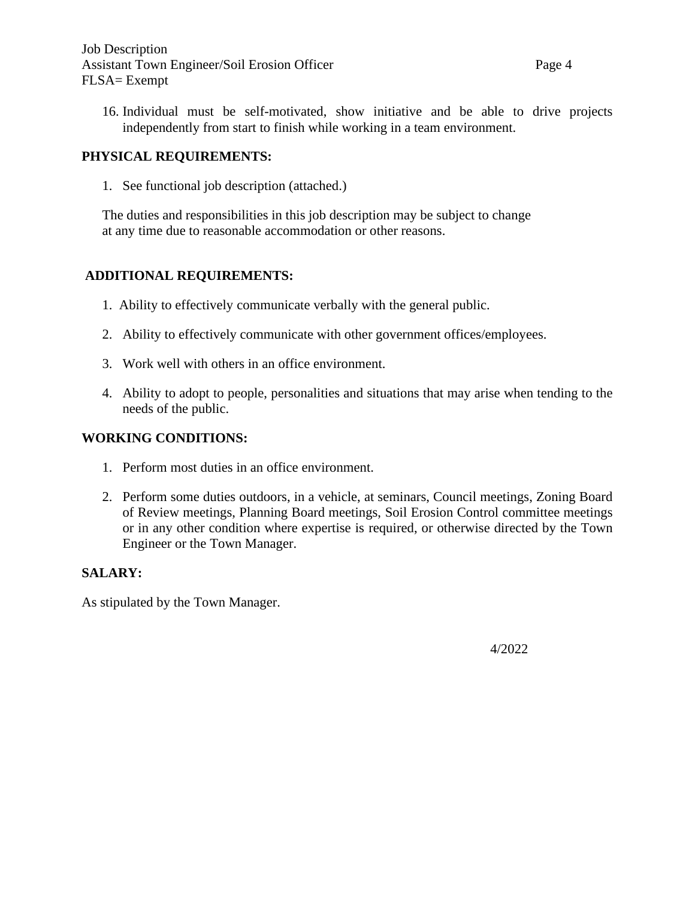16. Individual must be self-motivated, show initiative and be able to drive projects independently from start to finish while working in a team environment.

**PHYSICAL REQUIREMENTS:**

1. See functional job description (attached.)

The duties and responsibilities in this job description may be subject to change at any time due to reasonable accommodation or other reasons.

**ADDITIONAL REQUIREMENTS:**

1. Ability to effectively communicate verbally with the general public.
2. Ability to effectively communicate with other government offices/employees.
3. Work well with others in an office environment.
4. Ability to adopt to people, personalities and situations that may arise when tending to the needs of the public.

**WORKING CONDITIONS:**

1. Perform most duties in an office environment.
2. Perform some duties outdoors, in a vehicle, at seminars, Council meetings, Zoning Board of Review meetings, Planning Board meetings, Soil Erosion Control committee meetings or in any other condition where expertise is required, or otherwise directed by the Town Engineer or the Town Manager.

**SALARY:**

As stipulated by the Town Manager.

4/2022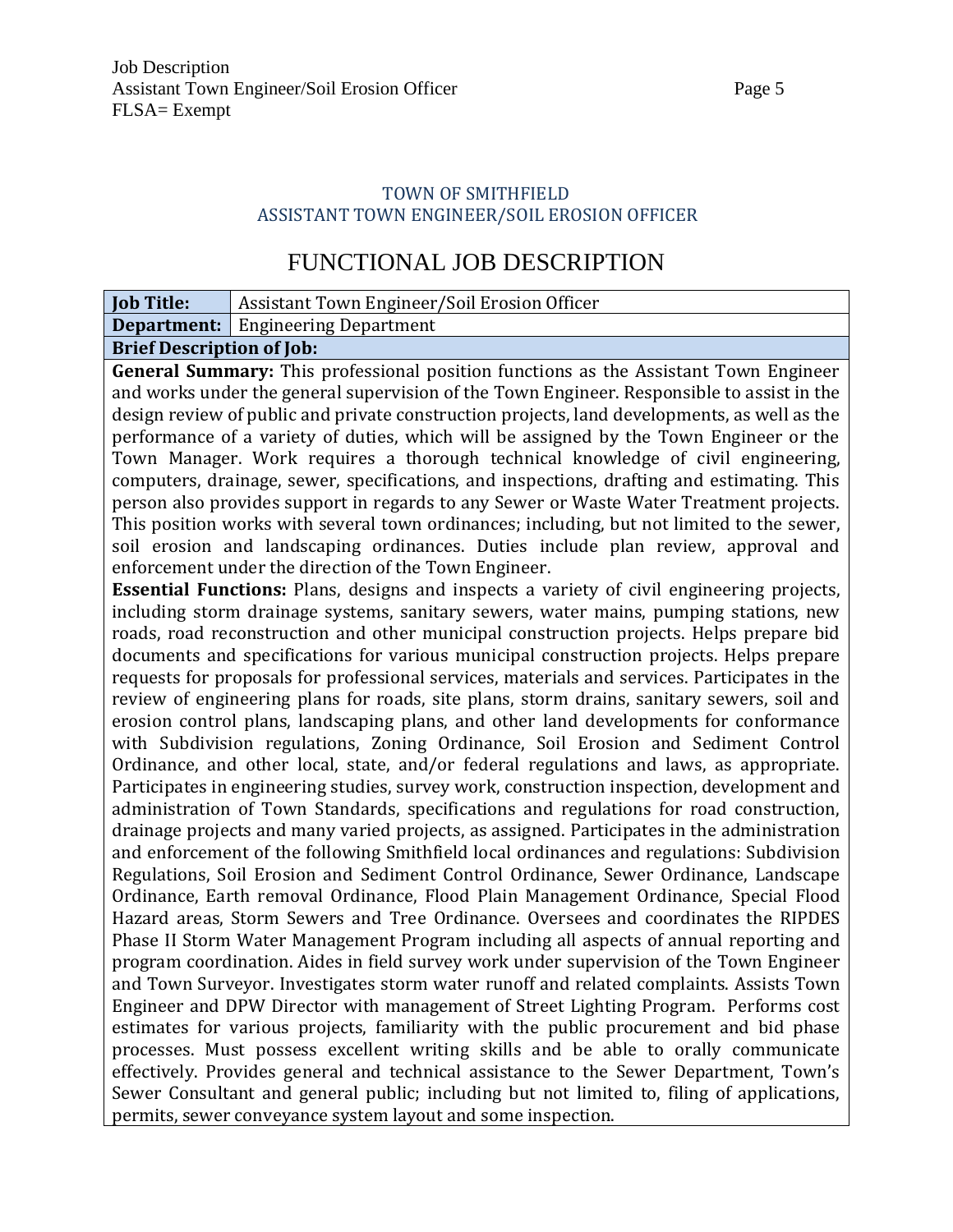TOWN OF SMITHFIELD
ASSISTANT TOWN ENGINEER/SOIL EROSION OFFICER

# FUNCTIONAL JOB DESCRIPTION

| **Job Title:** | Assistant Town Engineer/Soil Erosion Officer |
|---|---|
| **Department:** | Engineering Department |

**Brief Description of Job:**

**General Summary:** This professional position functions as the Assistant Town Engineer and works under the general supervision of the Town Engineer. Responsible to assist in the design review of public and private construction projects, land developments, as well as the performance of a variety of duties, which will be assigned by the Town Engineer or the Town Manager. Work requires a thorough technical knowledge of civil engineering, computers, drainage, sewer, specifications, and inspections, drafting and estimating. This person also provides support in regards to any Sewer or Waste Water Treatment projects. This position works with several town ordinances; including, but not limited to the sewer, soil erosion and landscaping ordinances. Duties include plan review, approval and enforcement under the direction of the Town Engineer.

**Essential Functions:** Plans, designs and inspects a variety of civil engineering projects, including storm drainage systems, sanitary sewers, water mains, pumping stations, new roads, road reconstruction and other municipal construction projects. Helps prepare bid documents and specifications for various municipal construction projects. Helps prepare requests for proposals for professional services, materials and services. Participates in the review of engineering plans for roads, site plans, storm drains, sanitary sewers, soil and erosion control plans, landscaping plans, and other land developments for conformance with Subdivision regulations, Zoning Ordinance, Soil Erosion and Sediment Control Ordinance, and other local, state, and/or federal regulations and laws, as appropriate. Participates in engineering studies, survey work, construction inspection, development and administration of Town Standards, specifications and regulations for road construction, drainage projects and many varied projects, as assigned. Participates in the administration and enforcement of the following Smithfield local ordinances and regulations: Subdivision Regulations, Soil Erosion and Sediment Control Ordinance, Sewer Ordinance, Landscape Ordinance, Earth removal Ordinance, Flood Plain Management Ordinance, Special Flood Hazard areas, Storm Sewers and Tree Ordinance. Oversees and coordinates the RIPDES Phase II Storm Water Management Program including all aspects of annual reporting and program coordination. Aides in field survey work under supervision of the Town Engineer and Town Surveyor. Investigates storm water runoff and related complaints. Assists Town Engineer and DPW Director with management of Street Lighting Program. Performs cost estimates for various projects, familiarity with the public procurement and bid phase processes. Must possess excellent writing skills and be able to orally communicate effectively. Provides general and technical assistance to the Sewer Department, Town's Sewer Consultant and general public; including but not limited to, filing of applications, permits, sewer conveyance system layout and some inspection.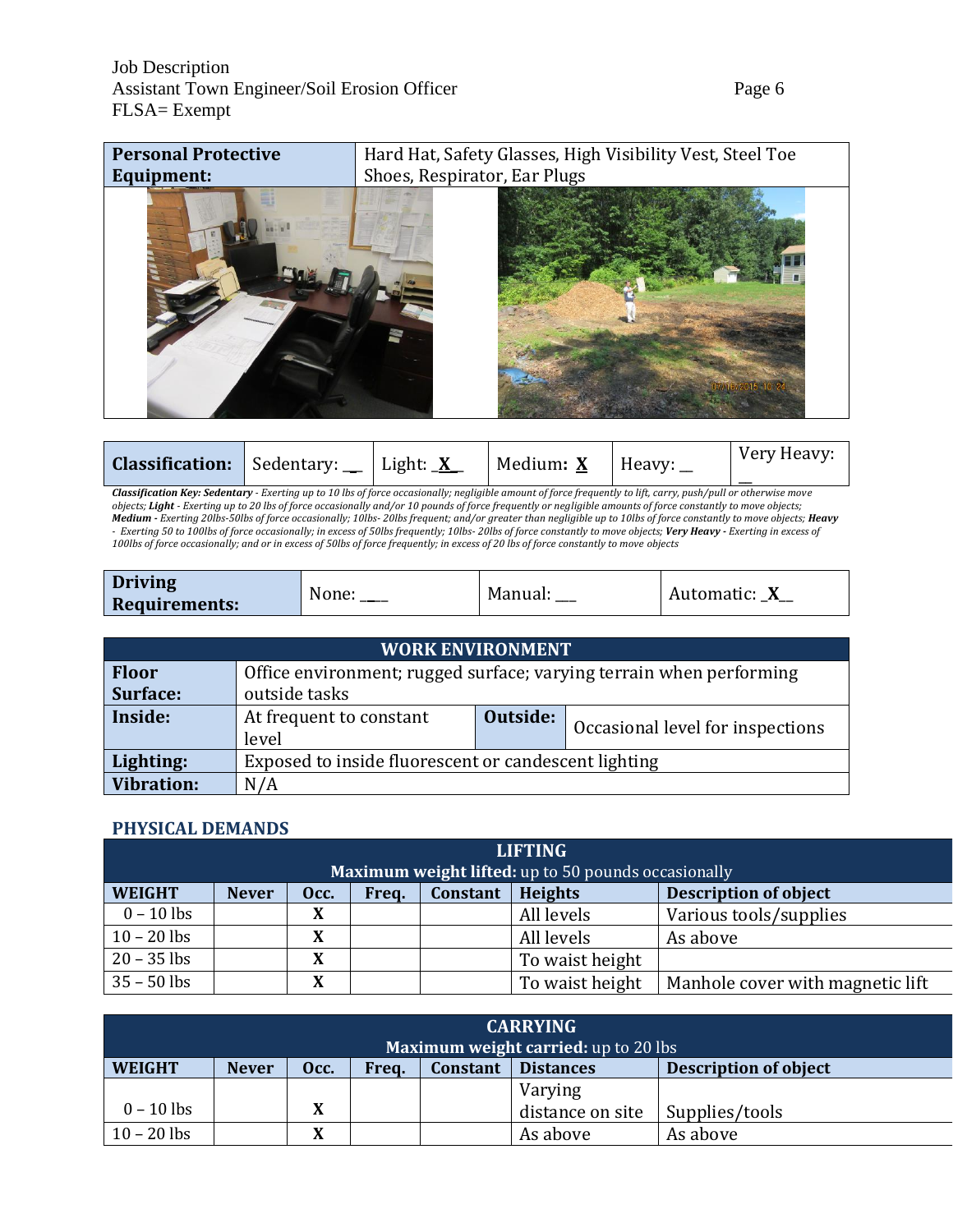| **Personal Protective Equipment:** | Hard Hat, Safety Glasses, High Visibility Vest, Steel Toe Shoes, Respirator, Ear Plugs |
|---|---|

| **Classification:** | Sedentary: __ | Light: _X_ | Medium: X | Heavy: __ | Very Heavy: __ |
|---|---|---|---|---|---|

*Classification Key: **Sedentary** - Exerting up to 10 lbs of force occasionally; negligible amount of force frequently to lift, carry, push/pull or otherwise move objects; **Light** - Exerting up to 20 lbs of force occasionally and/or 10 pounds of force frequently or negligible amounts of force constantly to move objects; **Medium** - Exerting 20lbs-50lbs of force occasionally; 10lbs- 20lbs frequent; and/or greater than negligible up to 10lbs of force constantly to move objects; **Heavy** - Exerting 50 to 100lbs of force occasionally; in excess of 50lbs frequently; 10lbs- 20lbs of force constantly to move objects; **Very Heavy** - Exerting in excess of 100lbs of force occasionally; and or in excess of 50lbs of force frequently; in excess of 20 lbs of force constantly to move objects*

| **Driving Requirements:** | None: ___ | Manual: __ | Automatic: _X__ |
|---|---|---|---|

| **WORK ENVIRONMENT** | | | |
|---|---|---|---|
| **Floor Surface:** | Office environment; rugged surface; varying terrain when performing outside tasks | | |
| **Inside:** | At frequent to constant level | **Outside:** | Occasional level for inspections |
| **Lighting:** | Exposed to inside fluorescent or candescent lighting | | |
| **Vibration:** | N/A | | |

## PHYSICAL DEMANDS

| **LIFTING** **Maximum weight lifted:** up to 50 pounds occasionally | | | | | | |
|---|---|---|---|---|---|---|
| **WEIGHT** | **Never** | **Occ.** | **Freq.** | **Constant** | **Heights** | **Description of object** |
| 0 – 10 lbs | | **X** | | | All levels | Various tools/supplies |
| 10 – 20 lbs | | **X** | | | All levels | As above |
| 20 – 35 lbs | | **X** | | | To waist height | |
| 35 – 50 lbs | | **X** | | | To waist height | Manhole cover with magnetic lift |

| **CARRYING** **Maximum weight carried:** up to 20 lbs | | | | | | |
|---|---|---|---|---|---|---|
| **WEIGHT** | **Never** | **Occ.** | **Freq.** | **Constant** | **Distances** | **Description of object** |
| 0 – 10 lbs | | **X** | | | Varying distance on site | Supplies/tools |
| 10 – 20 lbs | | **X** | | | As above | As above |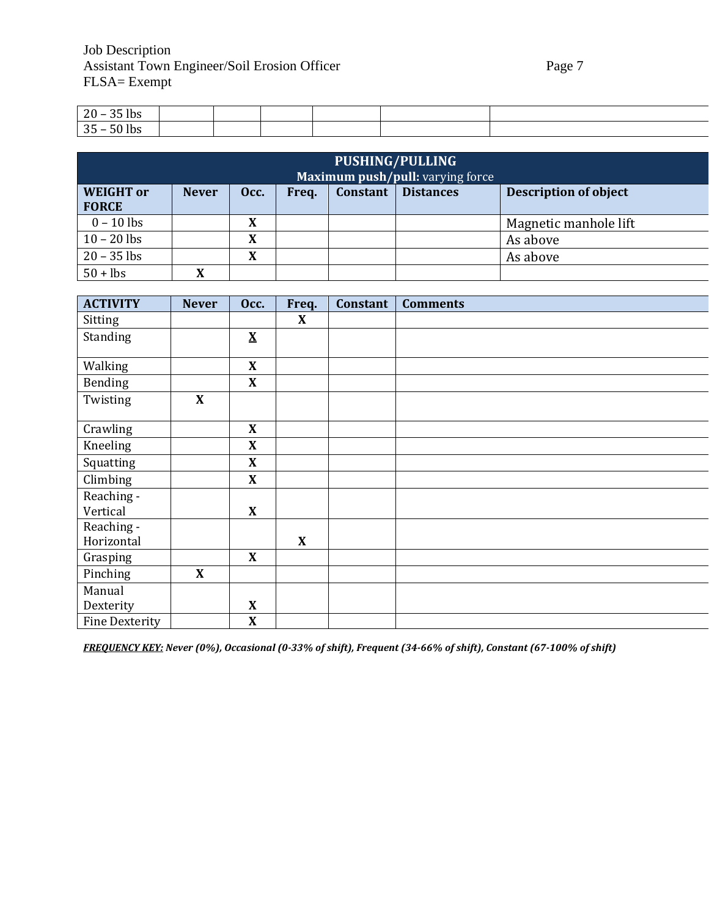| | | | | | | |
|---|---|---|---|---|---|---|
| 20 – 35 lbs | | | | | | |
| 35 – 50 lbs | | | | | | |

| PUSHING/PULLING<br>**Maximum push/pull:** varying force | | | | | | |
|---|---|---|---|---|---|---|
| **WEIGHT or FORCE** | **Never** | **Occ.** | **Freq.** | **Constant** | **Distances** | **Description of object** |
| 0 – 10 lbs | | **X** | | | | Magnetic manhole lift |
| 10 – 20 lbs | | **X** | | | | As above |
| 20 – 35 lbs | | **X** | | | | As above |
| 50 + lbs | **X** | | | | | |

| ACTIVITY | Never | Occ. | Freq. | Constant | Comments |
|---|---|---|---|---|---|
| Sitting | | | **X** | | |
| Standing | | **X** | | | |
| Walking | | **X** | | | |
| Bending | | **X** | | | |
| Twisting | **X** | | | | |
| Crawling | | **X** | | | |
| Kneeling | | **X** | | | |
| Squatting | | **X** | | | |
| Climbing | | **X** | | | |
| Reaching - Vertical | | **X** | | | |
| Reaching - Horizontal | | | **X** | | |
| Grasping | | **X** | | | |
| Pinching | **X** | | | | |
| Manual Dexterity | | **X** | | | |
| Fine Dexterity | | **X** | | | |

***FREQUENCY KEY:*** ***Never (0%), Occasional (0-33% of shift), Frequent (34-66% of shift), Constant (67-100% of shift)***